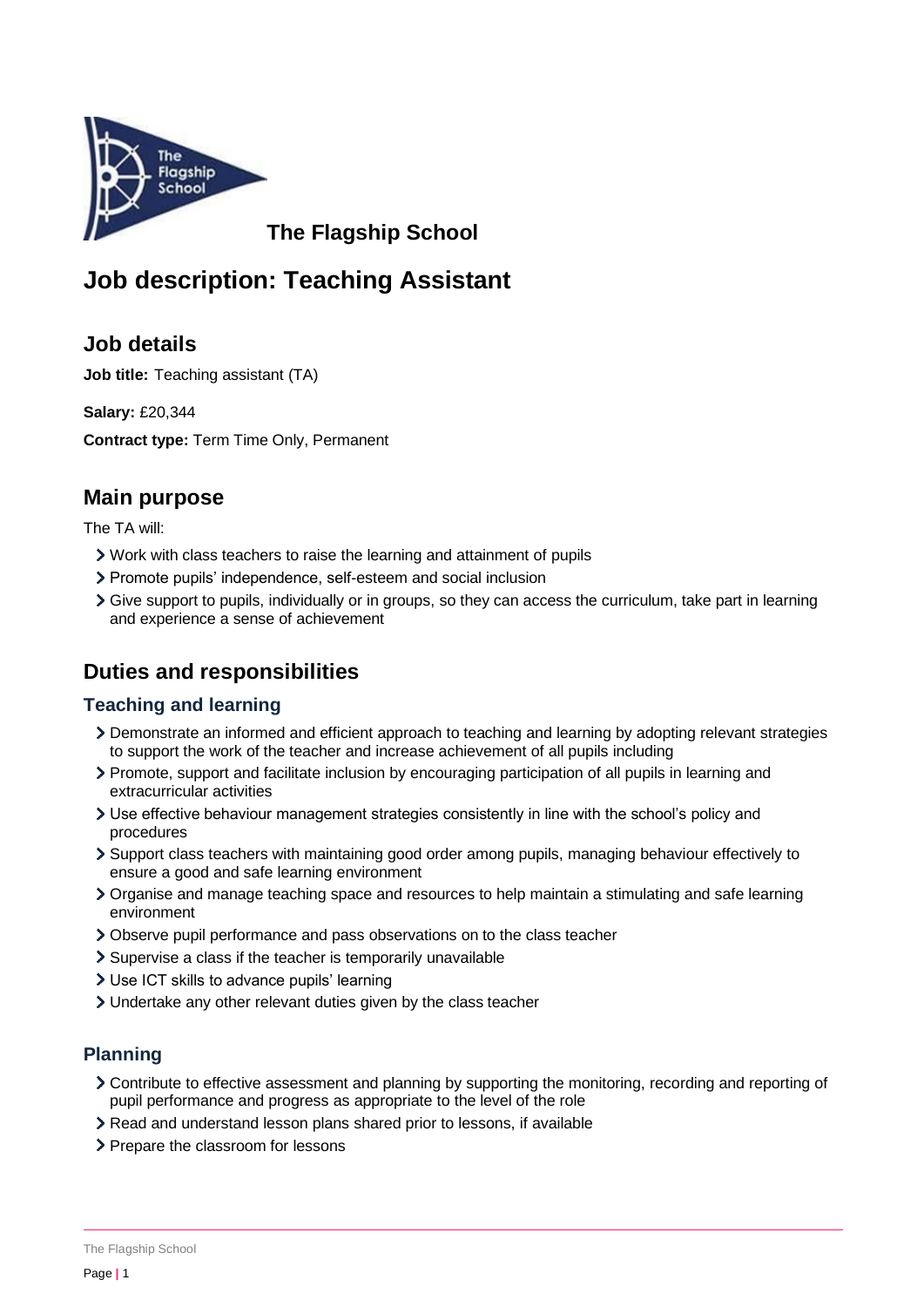**The Flagship School**

# Job description: Teaching Assistant

## Job details

**Job title:** Teaching assistant (TA)

**Salary:** £20,344

**Contract type:** Term Time Only, Permanent

## Main purpose

The TA will:

- Work with class teachers to raise the learning and attainment of pupils
- Promote pupils' independence, self-esteem and social inclusion
- Give support to pupils, individually or in groups, so they can access the curriculum, take part in learning and experience a sense of achievement

## Duties and responsibilities

### Teaching and learning

- Demonstrate an informed and efficient approach to teaching and learning by adopting relevant strategies to support the work of the teacher and increase achievement of all pupils including
- Promote, support and facilitate inclusion by encouraging participation of all pupils in learning and extracurricular activities
- Use effective behaviour management strategies consistently in line with the school's policy and procedures
- Support class teachers with maintaining good order among pupils, managing behaviour effectively to ensure a good and safe learning environment
- Organise and manage teaching space and resources to help maintain a stimulating and safe learning environment
- Observe pupil performance and pass observations on to the class teacher
- Supervise a class if the teacher is temporarily unavailable
- Use ICT skills to advance pupils' learning
- Undertake any other relevant duties given by the class teacher

### Planning

- Contribute to effective assessment and planning by supporting the monitoring, recording and reporting of pupil performance and progress as appropriate to the level of the role
- Read and understand lesson plans shared prior to lessons, if available
- Prepare the classroom for lessons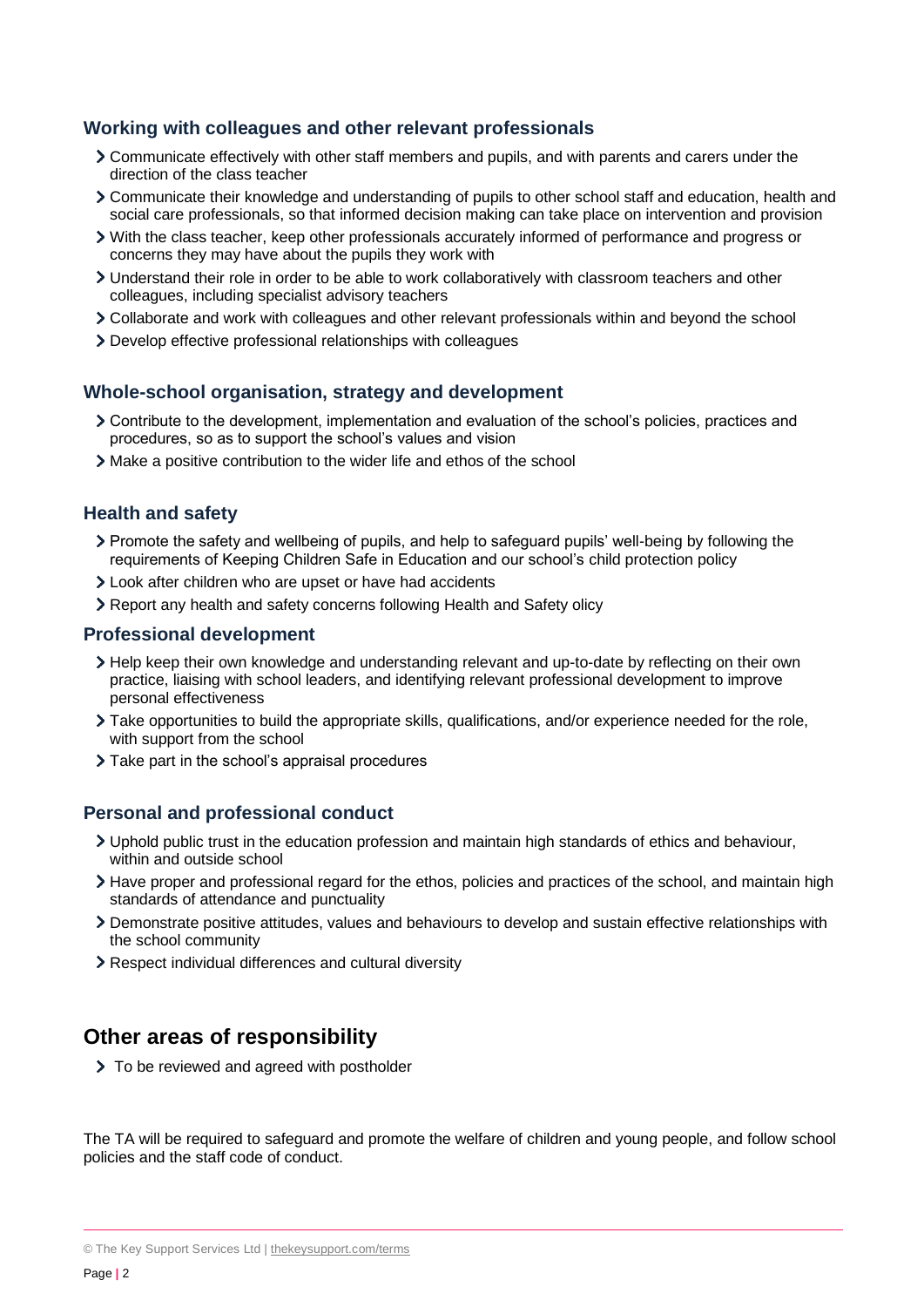### Working with colleagues and other relevant professionals

- Communicate effectively with other staff members and pupils, and with parents and carers under the direction of the class teacher
- Communicate their knowledge and understanding of pupils to other school staff and education, health and social care professionals, so that informed decision making can take place on intervention and provision
- With the class teacher, keep other professionals accurately informed of performance and progress or concerns they may have about the pupils they work with
- Understand their role in order to be able to work collaboratively with classroom teachers and other colleagues, including specialist advisory teachers
- Collaborate and work with colleagues and other relevant professionals within and beyond the school
- Develop effective professional relationships with colleagues

### Whole-school organisation, strategy and development

- Contribute to the development, implementation and evaluation of the school's policies, practices and procedures, so as to support the school's values and vision
- Make a positive contribution to the wider life and ethos of the school

### Health and safety

- Promote the safety and wellbeing of pupils, and help to safeguard pupils' well-being by following the requirements of Keeping Children Safe in Education and our school's child protection policy
- Look after children who are upset or have had accidents
- Report any health and safety concerns following Health and Safety olicy

### Professional development

- Help keep their own knowledge and understanding relevant and up-to-date by reflecting on their own practice, liaising with school leaders, and identifying relevant professional development to improve personal effectiveness
- Take opportunities to build the appropriate skills, qualifications, and/or experience needed for the role, with support from the school
- Take part in the school's appraisal procedures

### Personal and professional conduct

- Uphold public trust in the education profession and maintain high standards of ethics and behaviour, within and outside school
- Have proper and professional regard for the ethos, policies and practices of the school, and maintain high standards of attendance and punctuality
- Demonstrate positive attitudes, values and behaviours to develop and sustain effective relationships with the school community
- Respect individual differences and cultural diversity

## Other areas of responsibility

- To be reviewed and agreed with postholder

The TA will be required to safeguard and promote the welfare of children and young people, and follow school policies and the staff code of conduct.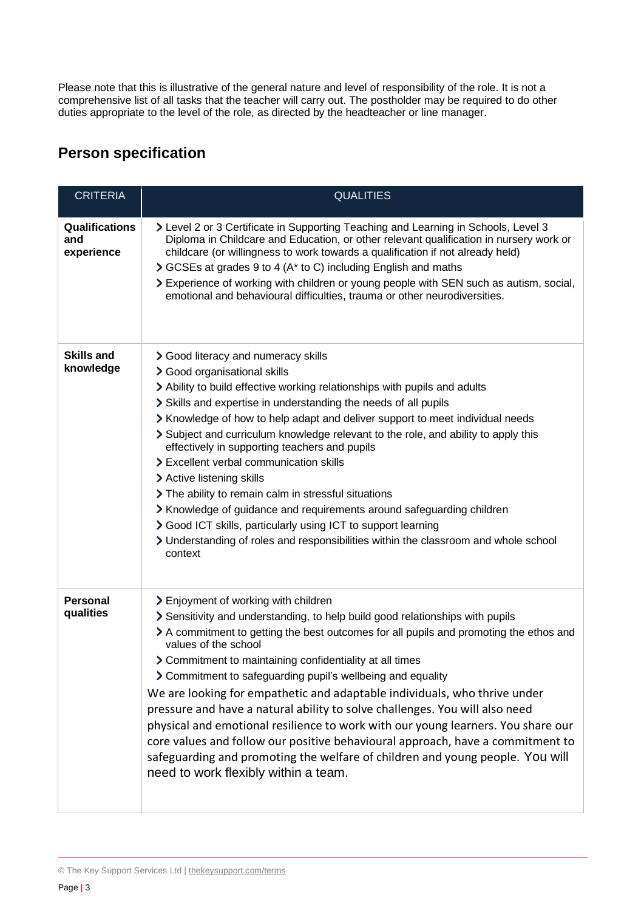Please note that this is illustrative of the general nature and level of responsibility of the role. It is not a comprehensive list of all tasks that the teacher will carry out. The postholder may be required to do other duties appropriate to the level of the role, as directed by the headteacher or line manager.

## Person specification

| CRITERIA | QUALITIES |
|---|---|
| **Qualifications and experience** | › Level 2 or 3 Certificate in Supporting Teaching and Learning in Schools, Level 3 Diploma in Childcare and Education, or other relevant qualification in nursery work or childcare (or willingness to work towards a qualification if not already held)<br>› GCSEs at grades 9 to 4 (A* to C) including English and maths<br>› Experience of working with children or young people with SEN such as autism, social, emotional and behavioural difficulties, trauma or other neurodiversities. |
| **Skills and knowledge** | › Good literacy and numeracy skills<br>› Good organisational skills<br>› Ability to build effective working relationships with pupils and adults<br>› Skills and expertise in understanding the needs of all pupils<br>› Knowledge of how to help adapt and deliver support to meet individual needs<br>› Subject and curriculum knowledge relevant to the role, and ability to apply this effectively in supporting teachers and pupils<br>› Excellent verbal communication skills<br>› Active listening skills<br>› The ability to remain calm in stressful situations<br>› Knowledge of guidance and requirements around safeguarding children<br>› Good ICT skills, particularly using ICT to support learning<br>› Understanding of roles and responsibilities within the classroom and whole school context |
| **Personal qualities** | › Enjoyment of working with children<br>› Sensitivity and understanding, to help build good relationships with pupils<br>› A commitment to getting the best outcomes for all pupils and promoting the ethos and values of the school<br>› Commitment to maintaining confidentiality at all times<br>› Commitment to safeguarding pupil's wellbeing and equality<br>We are looking for empathetic and adaptable individuals, who thrive under pressure and have a natural ability to solve challenges. You will also need physical and emotional resilience to work with our young learners. You share our core values and follow our positive behavioural approach, have a commitment to safeguarding and promoting the welfare of children and young people. You will need to work flexibly within a team. |

© The Key Support Services Ltd | thekeysupport.com/terms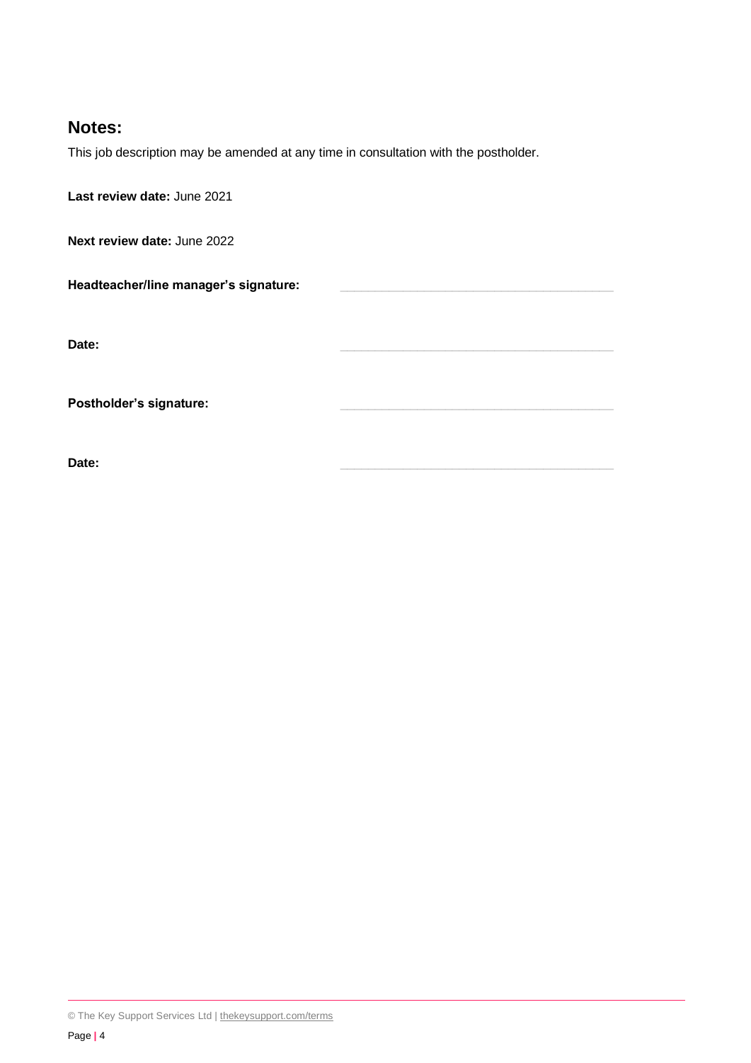## Notes:

This job description may be amended at any time in consultation with the postholder.

**Last review date:** June 2021

**Next review date:** June 2022

**Headteacher/line manager's signature:** \_\_\_\_\_\_\_\_\_\_\_\_\_\_\_\_\_\_\_\_\_\_\_\_\_\_\_\_\_\_\_\_\_\_\_\_\_\_\_\_

**Date:** \_\_\_\_\_\_\_\_\_\_\_\_\_\_\_\_\_\_\_\_\_\_\_\_\_\_\_\_\_\_\_\_\_\_\_\_\_\_\_\_

**Postholder's signature:** \_\_\_\_\_\_\_\_\_\_\_\_\_\_\_\_\_\_\_\_\_\_\_\_\_\_\_\_\_\_\_\_\_\_\_\_\_\_\_\_

**Date:** \_\_\_\_\_\_\_\_\_\_\_\_\_\_\_\_\_\_\_\_\_\_\_\_\_\_\_\_\_\_\_\_\_\_\_\_\_\_\_\_

© The Key Support Services Ltd | thekeysupport.com/terms